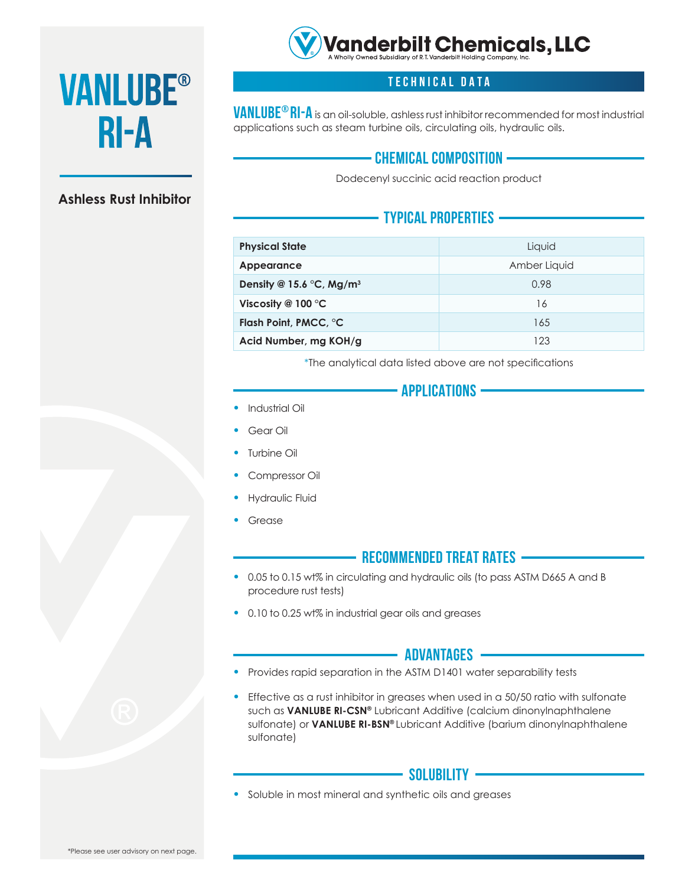Vanderbilt Chemicals, LLC
A Wholly Owned Subsidiary of R.T. Vanderbilt Holding Company, Inc.

# VANLUBE® RI-A

**Ashless Rust Inhibitor**

## TECHNICAL DATA

**VANLUBE® RI-A** is an oil-soluble, ashless rust inhibitor recommended for most industrial applications such as steam turbine oils, circulating oils, hydraulic oils.

## CHEMICAL COMPOSITION

Dodecenyl succinic acid reaction product

## TYPICAL PROPERTIES

| Property | Value |
|---|---|
| **Physical State** | Liquid |
| **Appearance** | Amber Liquid |
| **Density @ 15.6 °C, Mg/m³** | 0.98 |
| **Viscosity @ 100 °C** | 16 |
| **Flash Point, PMCC, °C** | 165 |
| **Acid Number, mg KOH/g** | 123 |

*The analytical data listed above are not specifications

## APPLICATIONS

- Industrial Oil
- Gear Oil
- Turbine Oil
- Compressor Oil
- Hydraulic Fluid
- Grease

## RECOMMENDED TREAT RATES

- 0.05 to 0.15 wt% in circulating and hydraulic oils (to pass ASTM D665 A and B procedure rust tests)
- 0.10 to 0.25 wt% in industrial gear oils and greases

## ADVANTAGES

- Provides rapid separation in the ASTM D1401 water separability tests
- Effective as a rust inhibitor in greases when used in a 50/50 ratio with sulfonate such as **VANLUBE RI-CSN®** Lubricant Additive (calcium dinonylnaphthalene sulfonate) or **VANLUBE RI-BSN®** Lubricant Additive (barium dinonylnaphthalene sulfonate)

## SOLUBILITY

- Soluble in most mineral and synthetic oils and greases

*Please see user advisory on next page.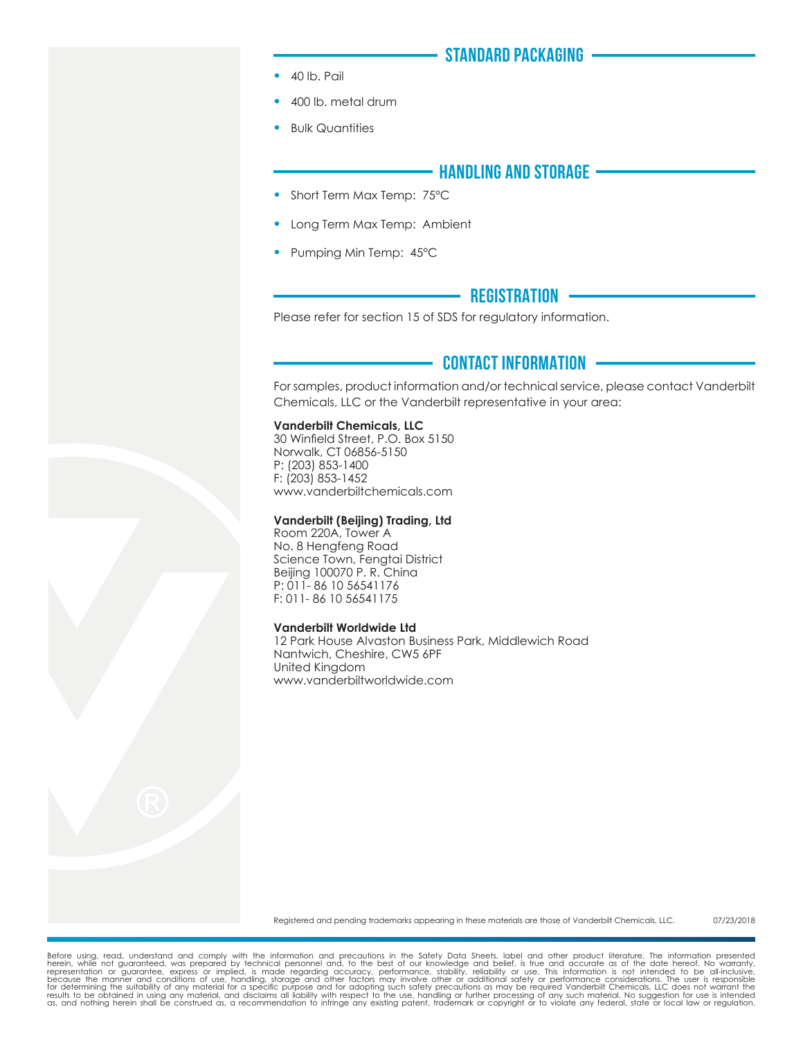## STANDARD PACKAGING

- 40 lb. Pail
- 400 lb. metal drum
- Bulk Quantities

## HANDLING AND STORAGE

- Short Term Max Temp: 75°C
- Long Term Max Temp: Ambient
- Pumping Min Temp: 45°C

## REGISTRATION

Please refer for section 15 of SDS for regulatory information.

## CONTACT INFORMATION

For samples, product information and/or technical service, please contact Vanderbilt Chemicals, LLC or the Vanderbilt representative in your area:

**Vanderbilt Chemicals, LLC**
30 Winfield Street, P.O. Box 5150
Norwalk, CT 06856-5150
P: (203) 853-1400
F: (203) 853-1452
www.vanderbiltchemicals.com

**Vanderbilt (Beijing) Trading, Ltd**
Room 220A, Tower A
No. 8 Hengfeng Road
Science Town, Fengtai District
Beijing 100070 P. R. China
P: 011- 86 10 56541176
F: 011- 86 10 56541175

**Vanderbilt Worldwide Ltd**
12 Park House Alvaston Business Park, Middlewich Road
Nantwich, Cheshire, CW5 6PF
United Kingdom
www.vanderbiltworldwide.com

Registered and pending trademarks appearing in these materials are those of Vanderbilt Chemicals, LLC. 07/23/2018

Before using, read, understand and comply with the information and precautions in the Safety Data Sheets, label and other product literature. The information presented herein, while not guaranteed, was prepared by technical personnel and, to the best of our knowledge and belief, is true and accurate as of the date hereof. No warranty, representation or guarantee, express or implied, is made regarding accuracy, performance, stability, reliability or use. This information is not intended to be all-inclusive, because the manner and conditions of use, handling, storage and other factors may involve other or additional safety or performance considerations. The user is responsible for determining the suitability of any material for a specific purpose and for adopting such safety precautions as may be required Vanderbilt Chemicals, LLC does not warrant the results to be obtained in using any material, and disclaims all liability with respect to the use, handling or further processing of any such material. No suggestion for use is intended as, and nothing herein shall be construed as, a recommendation to infringe any existing patent, trademark or copyright or to violate any federal, state or local law or regulation.